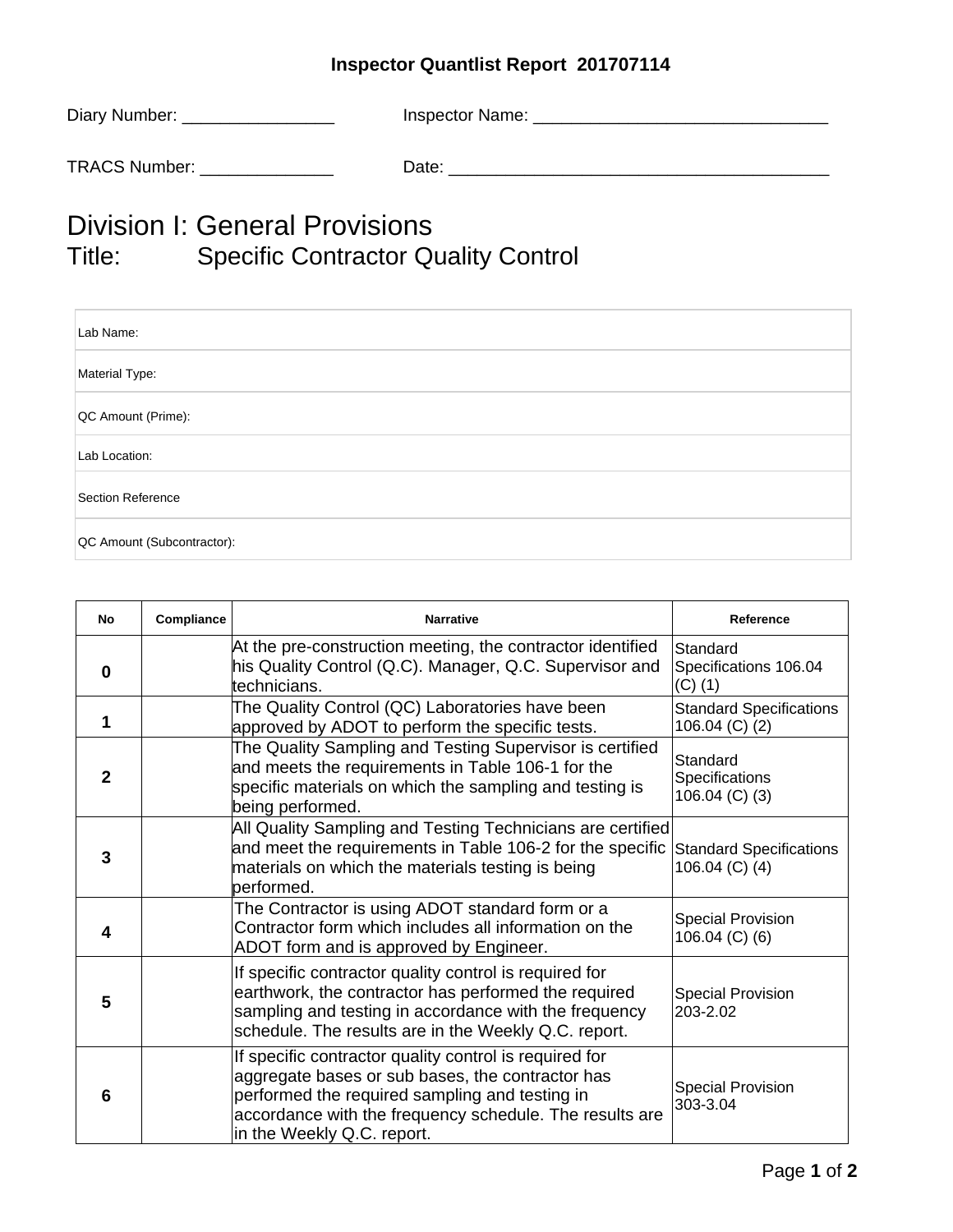**Inspector Quantlist Report 201707114**

Diary Number: ________________ Inspector Name: _______________________________

TRACS Number: ______________ Date: ________________________________________

# Division I: General Provisions

## Title: Specific Contractor Quality Control

| |
|---|
| Lab Name: |
| Material Type: |
| QC Amount (Prime): |
| Lab Location: |
| Section Reference |
| QC Amount (Subcontractor): |

| No | Compliance | Narrative | Reference |
|---|---|---|---|
| 0 | | At the pre-construction meeting, the contractor identified his Quality Control (Q.C). Manager, Q.C. Supervisor and technicians. | Standard Specifications 106.04 (C) (1) |
| 1 | | The Quality Control (QC) Laboratories have been approved by ADOT to perform the specific tests. | Standard Specifications 106.04 (C) (2) |
| 2 | | The Quality Sampling and Testing Supervisor is certified and meets the requirements in Table 106-1 for the specific materials on which the sampling and testing is being performed. | Standard Specifications 106.04 (C) (3) |
| 3 | | All Quality Sampling and Testing Technicians are certified and meet the requirements in Table 106-2 for the specific materials on which the materials testing is being performed. | Standard Specifications 106.04 (C) (4) |
| 4 | | The Contractor is using ADOT standard form or a Contractor form which includes all information on the ADOT form and is approved by Engineer. | Special Provision 106.04 (C) (6) |
| 5 | | If specific contractor quality control is required for earthwork, the contractor has performed the required sampling and testing in accordance with the frequency schedule. The results are in the Weekly Q.C. report. | Special Provision 203-2.02 |
| 6 | | If specific contractor quality control is required for aggregate bases or sub bases, the contractor has performed the required sampling and testing in accordance with the frequency schedule. The results are in the Weekly Q.C. report. | Special Provision 303-3.04 |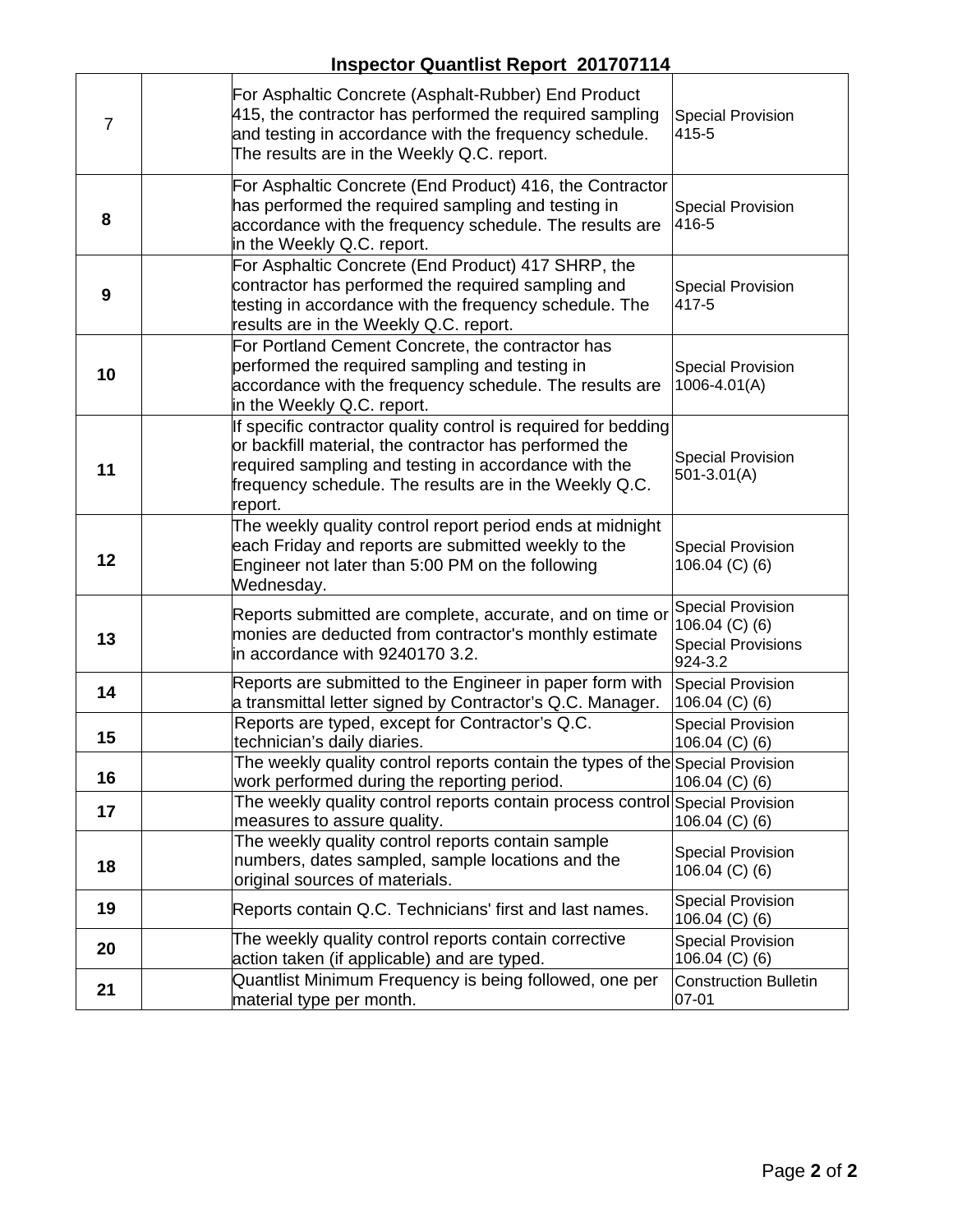**Inspector Quantlist Report 201707114**

| | | | |
|---|---|---|---|
| 7 | | For Asphaltic Concrete (Asphalt-Rubber) End Product 415, the contractor has performed the required sampling and testing in accordance with the frequency schedule. The results are in the Weekly Q.C. report. | Special Provision 415-5 |
| **8** | | For Asphaltic Concrete (End Product) 416, the Contractor has performed the required sampling and testing in accordance with the frequency schedule. The results are in the Weekly Q.C. report. | Special Provision 416-5 |
| **9** | | For Asphaltic Concrete (End Product) 417 SHRP, the contractor has performed the required sampling and testing in accordance with the frequency schedule. The results are in the Weekly Q.C. report. | Special Provision 417-5 |
| **10** | | For Portland Cement Concrete, the contractor has performed the required sampling and testing in accordance with the frequency schedule. The results are in the Weekly Q.C. report. | Special Provision 1006-4.01(A) |
| **11** | | If specific contractor quality control is required for bedding or backfill material, the contractor has performed the required sampling and testing in accordance with the frequency schedule. The results are in the Weekly Q.C. report. | Special Provision 501-3.01(A) |
| **12** | | The weekly quality control report period ends at midnight each Friday and reports are submitted weekly to the Engineer not later than 5:00 PM on the following Wednesday. | Special Provision 106.04 (C) (6) |
| **13** | | Reports submitted are complete, accurate, and on time or monies are deducted from contractor's monthly estimate in accordance with 9240170 3.2. | Special Provision 106.04 (C) (6) Special Provisions 924-3.2 |
| **14** | | Reports are submitted to the Engineer in paper form with a transmittal letter signed by Contractor's Q.C. Manager. | Special Provision 106.04 (C) (6) |
| **15** | | Reports are typed, except for Contractor's Q.C. technician's daily diaries. | Special Provision 106.04 (C) (6) |
| **16** | | The weekly quality control reports contain the types of the work performed during the reporting period. | Special Provision 106.04 (C) (6) |
| **17** | | The weekly quality control reports contain process control measures to assure quality. | Special Provision 106.04 (C) (6) |
| **18** | | The weekly quality control reports contain sample numbers, dates sampled, sample locations and the original sources of materials. | Special Provision 106.04 (C) (6) |
| **19** | | Reports contain Q.C. Technicians' first and last names. | Special Provision 106.04 (C) (6) |
| **20** | | The weekly quality control reports contain corrective action taken (if applicable) and are typed. | Special Provision 106.04 (C) (6) |
| **21** | | Quantlist Minimum Frequency is being followed, one per material type per month. | Construction Bulletin 07-01 |